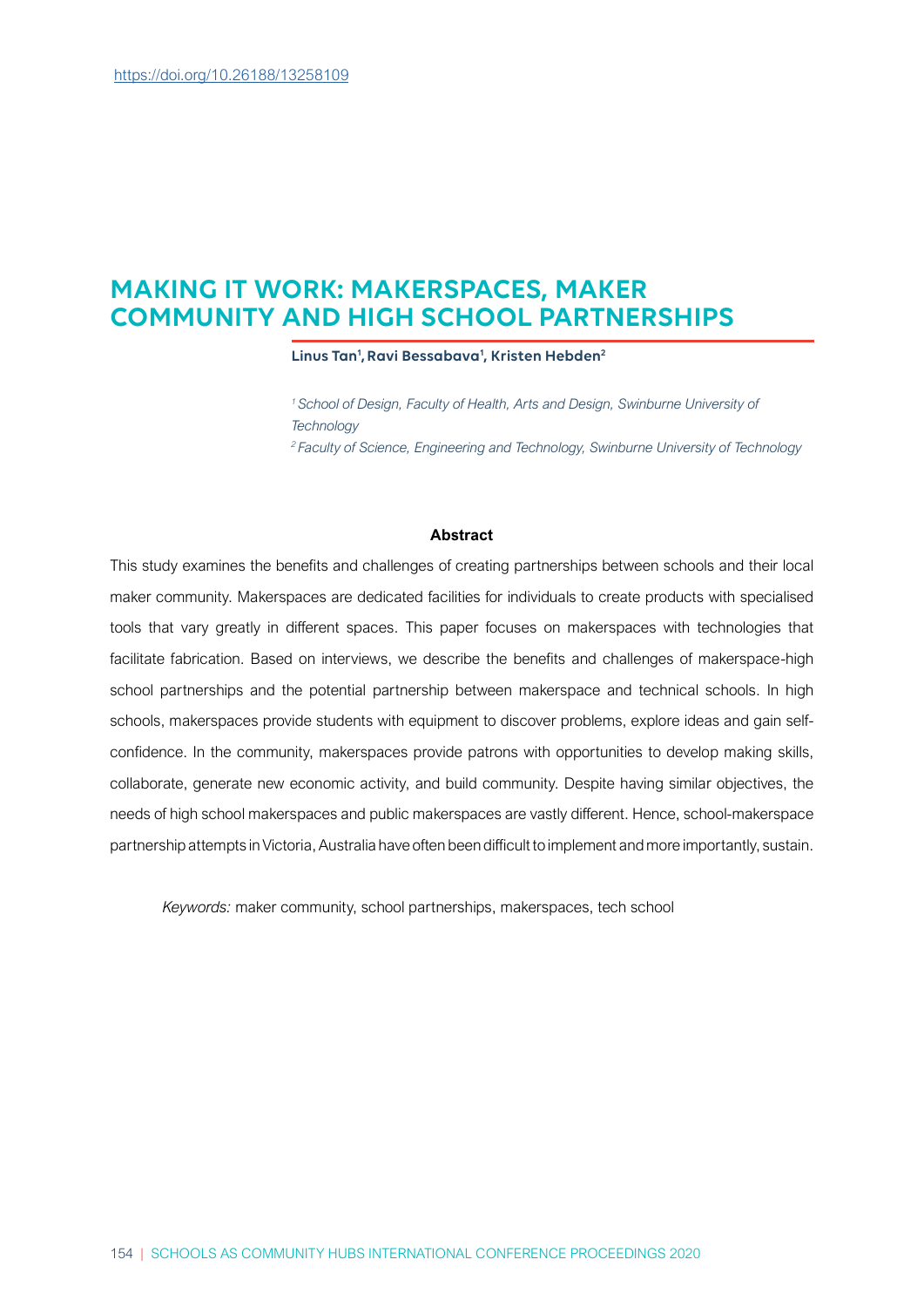https://doi.org/10.26188/13258109

# MAKING IT WORK: MAKERSPACES, MAKER COMMUNITY AND HIGH SCHOOL PARTNERSHIPS

**Linus Tan[1], Ravi Bessabava[1], Kristen Hebden[2]**

*[1] School of Design, Faculty of Health, Arts and Design, Swinburne University of Technology*

*[2] Faculty of Science, Engineering and Technology, Swinburne University of Technology*

## Abstract

This study examines the benefits and challenges of creating partnerships between schools and their local maker community. Makerspaces are dedicated facilities for individuals to create products with specialised tools that vary greatly in different spaces. This paper focuses on makerspaces with technologies that facilitate fabrication. Based on interviews, we describe the benefits and challenges of makerspace-high school partnerships and the potential partnership between makerspace and technical schools. In high schools, makerspaces provide students with equipment to discover problems, explore ideas and gain self-confidence. In the community, makerspaces provide patrons with opportunities to develop making skills, collaborate, generate new economic activity, and build community. Despite having similar objectives, the needs of high school makerspaces and public makerspaces are vastly different. Hence, school-makerspace partnership attempts in Victoria, Australia have often been difficult to implement and more importantly, sustain.

*Keywords:* maker community, school partnerships, makerspaces, tech school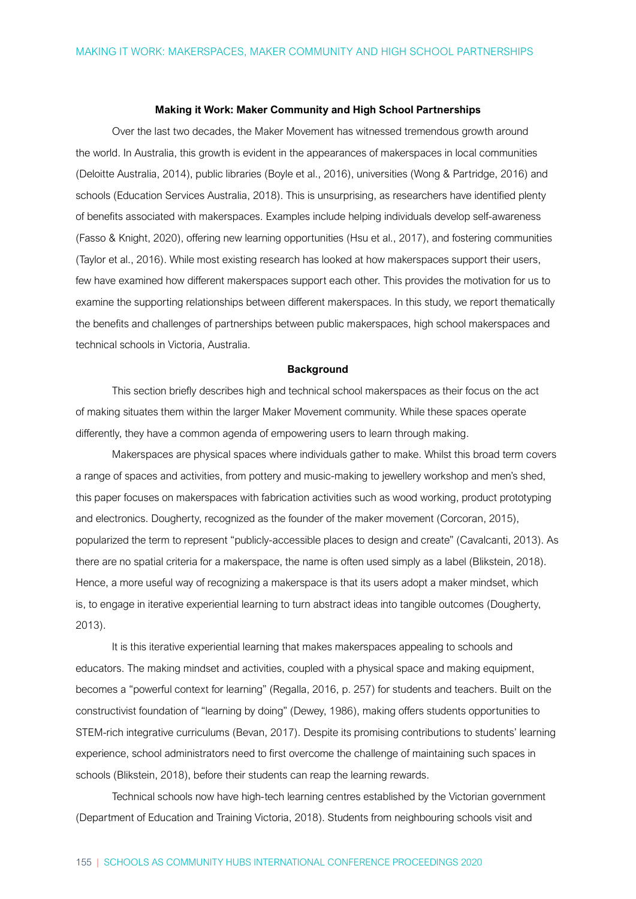## Making it Work: Maker Community and High School Partnerships

Over the last two decades, the Maker Movement has witnessed tremendous growth around the world. In Australia, this growth is evident in the appearances of makerspaces in local communities (Deloitte Australia, 2014), public libraries (Boyle et al., 2016), universities (Wong & Partridge, 2016) and schools (Education Services Australia, 2018). This is unsurprising, as researchers have identified plenty of benefits associated with makerspaces. Examples include helping individuals develop self-awareness (Fasso & Knight, 2020), offering new learning opportunities (Hsu et al., 2017), and fostering communities (Taylor et al., 2016). While most existing research has looked at how makerspaces support their users, few have examined how different makerspaces support each other. This provides the motivation for us to examine the supporting relationships between different makerspaces. In this study, we report thematically the benefits and challenges of partnerships between public makerspaces, high school makerspaces and technical schools in Victoria, Australia.

### Background

This section briefly describes high and technical school makerspaces as their focus on the act of making situates them within the larger Maker Movement community. While these spaces operate differently, they have a common agenda of empowering users to learn through making.

Makerspaces are physical spaces where individuals gather to make. Whilst this broad term covers a range of spaces and activities, from pottery and music-making to jewellery workshop and men's shed, this paper focuses on makerspaces with fabrication activities such as wood working, product prototyping and electronics. Dougherty, recognized as the founder of the maker movement (Corcoran, 2015), popularized the term to represent "publicly-accessible places to design and create" (Cavalcanti, 2013). As there are no spatial criteria for a makerspace, the name is often used simply as a label (Blikstein, 2018). Hence, a more useful way of recognizing a makerspace is that its users adopt a maker mindset, which is, to engage in iterative experiential learning to turn abstract ideas into tangible outcomes (Dougherty, 2013).

It is this iterative experiential learning that makes makerspaces appealing to schools and educators. The making mindset and activities, coupled with a physical space and making equipment, becomes a "powerful context for learning" (Regalla, 2016, p. 257) for students and teachers. Built on the constructivist foundation of "learning by doing" (Dewey, 1986), making offers students opportunities to STEM-rich integrative curriculums (Bevan, 2017). Despite its promising contributions to students' learning experience, school administrators need to first overcome the challenge of maintaining such spaces in schools (Blikstein, 2018), before their students can reap the learning rewards.

Technical schools now have high-tech learning centres established by the Victorian government (Department of Education and Training Victoria, 2018). Students from neighbouring schools visit and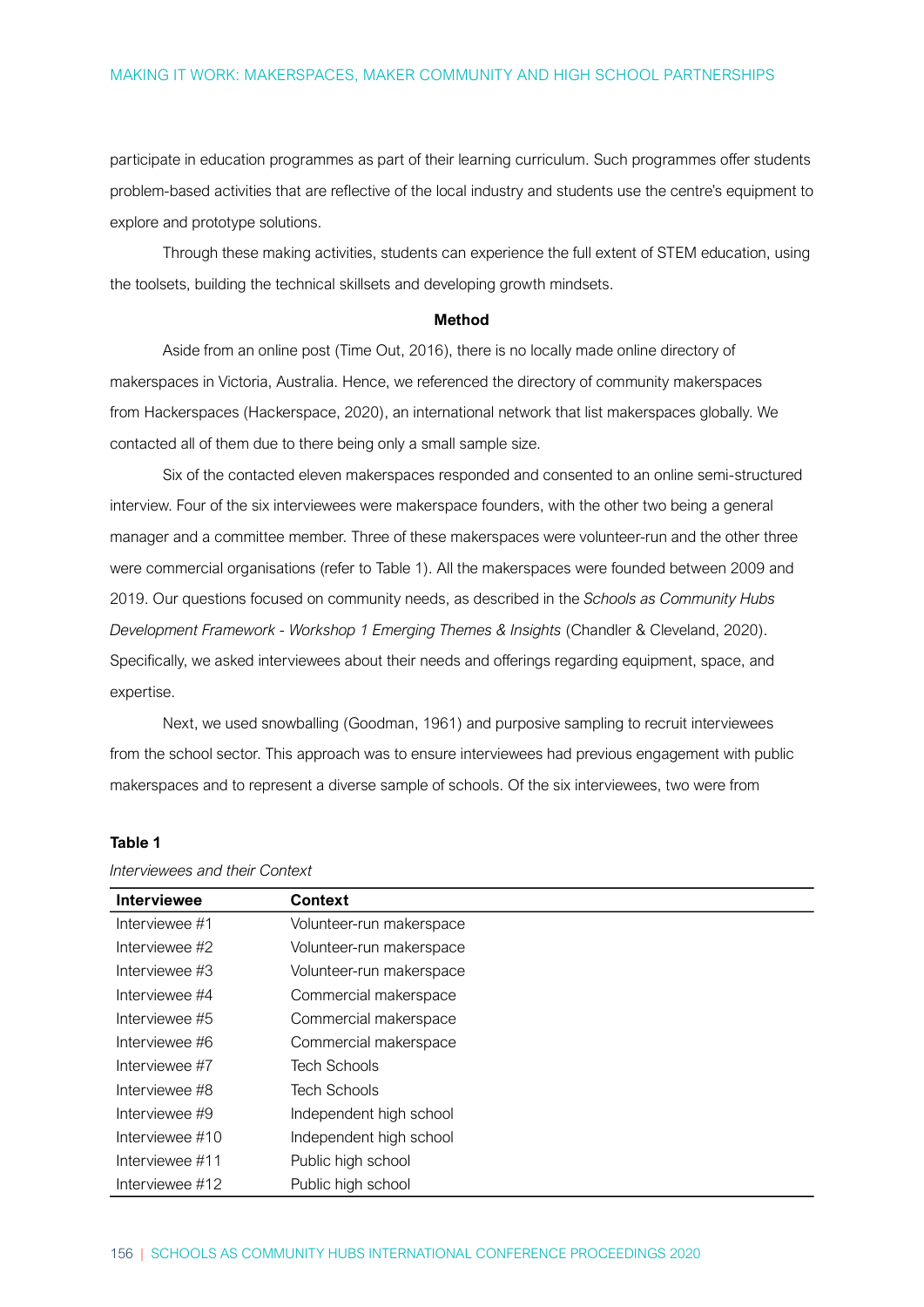participate in education programmes as part of their learning curriculum. Such programmes offer students problem-based activities that are reflective of the local industry and students use the centre's equipment to explore and prototype solutions.

Through these making activities, students can experience the full extent of STEM education, using the toolsets, building the technical skillsets and developing growth mindsets.

## Method

Aside from an online post (Time Out, 2016), there is no locally made online directory of makerspaces in Victoria, Australia. Hence, we referenced the directory of community makerspaces from Hackerspaces (Hackerspace, 2020), an international network that list makerspaces globally. We contacted all of them due to there being only a small sample size.

Six of the contacted eleven makerspaces responded and consented to an online semi-structured interview. Four of the six interviewees were makerspace founders, with the other two being a general manager and a committee member. Three of these makerspaces were volunteer-run and the other three were commercial organisations (refer to Table 1). All the makerspaces were founded between 2009 and 2019. Our questions focused on community needs, as described in the *Schools as Community Hubs Development Framework - Workshop 1 Emerging Themes & Insights* (Chandler & Cleveland, 2020). Specifically, we asked interviewees about their needs and offerings regarding equipment, space, and expertise.

Next, we used snowballing (Goodman, 1961) and purposive sampling to recruit interviewees from the school sector. This approach was to ensure interviewees had previous engagement with public makerspaces and to represent a diverse sample of schools. Of the six interviewees, two were from

**Table 1**

*Interviewees and their Context*

| Interviewee | Context |
|---|---|
| Interviewee #1 | Volunteer-run makerspace |
| Interviewee #2 | Volunteer-run makerspace |
| Interviewee #3 | Volunteer-run makerspace |
| Interviewee #4 | Commercial makerspace |
| Interviewee #5 | Commercial makerspace |
| Interviewee #6 | Commercial makerspace |
| Interviewee #7 | Tech Schools |
| Interviewee #8 | Tech Schools |
| Interviewee #9 | Independent high school |
| Interviewee #10 | Independent high school |
| Interviewee #11 | Public high school |
| Interviewee #12 | Public high school |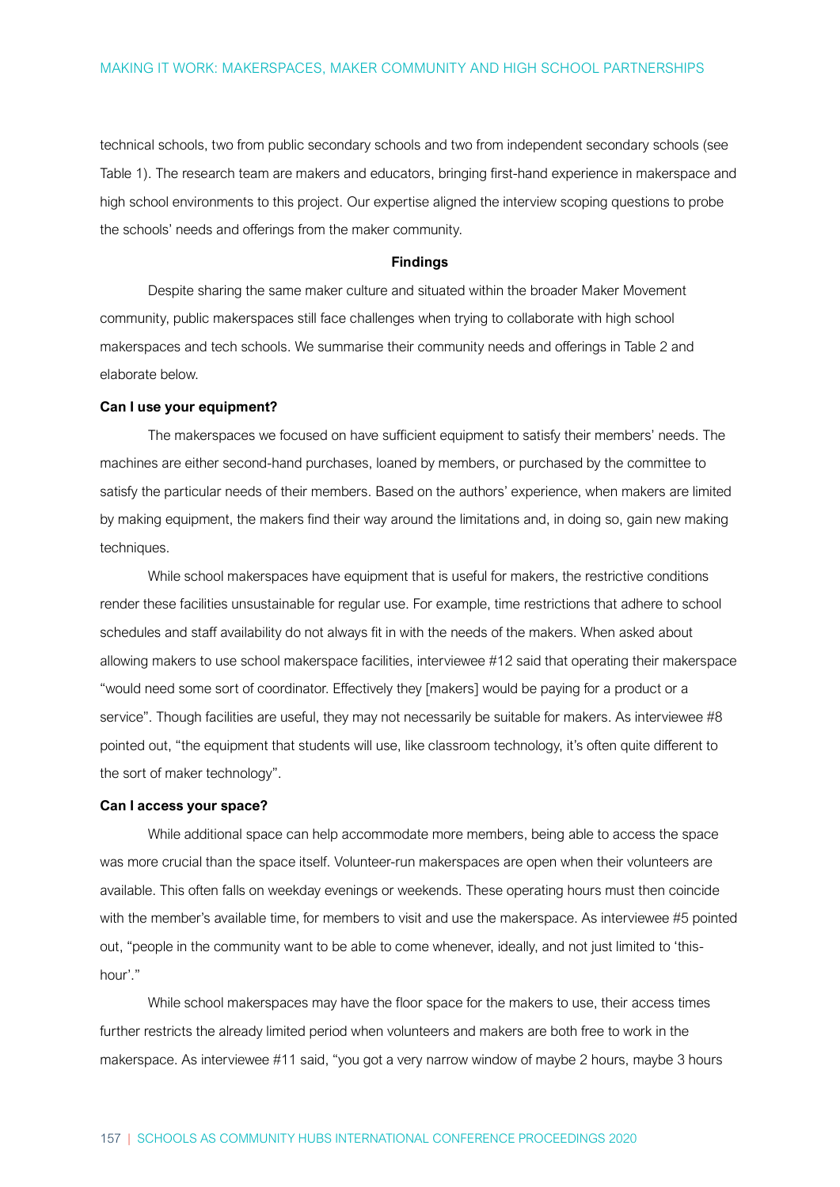technical schools, two from public secondary schools and two from independent secondary schools (see Table 1). The research team are makers and educators, bringing first-hand experience in makerspace and high school environments to this project. Our expertise aligned the interview scoping questions to probe the schools' needs and offerings from the maker community.

## Findings

Despite sharing the same maker culture and situated within the broader Maker Movement community, public makerspaces still face challenges when trying to collaborate with high school makerspaces and tech schools. We summarise their community needs and offerings in Table 2 and elaborate below.

### Can I use your equipment?

The makerspaces we focused on have sufficient equipment to satisfy their members' needs. The machines are either second-hand purchases, loaned by members, or purchased by the committee to satisfy the particular needs of their members. Based on the authors' experience, when makers are limited by making equipment, the makers find their way around the limitations and, in doing so, gain new making techniques.

While school makerspaces have equipment that is useful for makers, the restrictive conditions render these facilities unsustainable for regular use. For example, time restrictions that adhere to school schedules and staff availability do not always fit in with the needs of the makers. When asked about allowing makers to use school makerspace facilities, interviewee #12 said that operating their makerspace "would need some sort of coordinator. Effectively they [makers] would be paying for a product or a service". Though facilities are useful, they may not necessarily be suitable for makers. As interviewee #8 pointed out, "the equipment that students will use, like classroom technology, it's often quite different to the sort of maker technology".

### Can I access your space?

While additional space can help accommodate more members, being able to access the space was more crucial than the space itself. Volunteer-run makerspaces are open when their volunteers are available. This often falls on weekday evenings or weekends. These operating hours must then coincide with the member's available time, for members to visit and use the makerspace. As interviewee #5 pointed out, "people in the community want to be able to come whenever, ideally, and not just limited to 'this-hour'."

While school makerspaces may have the floor space for the makers to use, their access times further restricts the already limited period when volunteers and makers are both free to work in the makerspace. As interviewee #11 said, "you got a very narrow window of maybe 2 hours, maybe 3 hours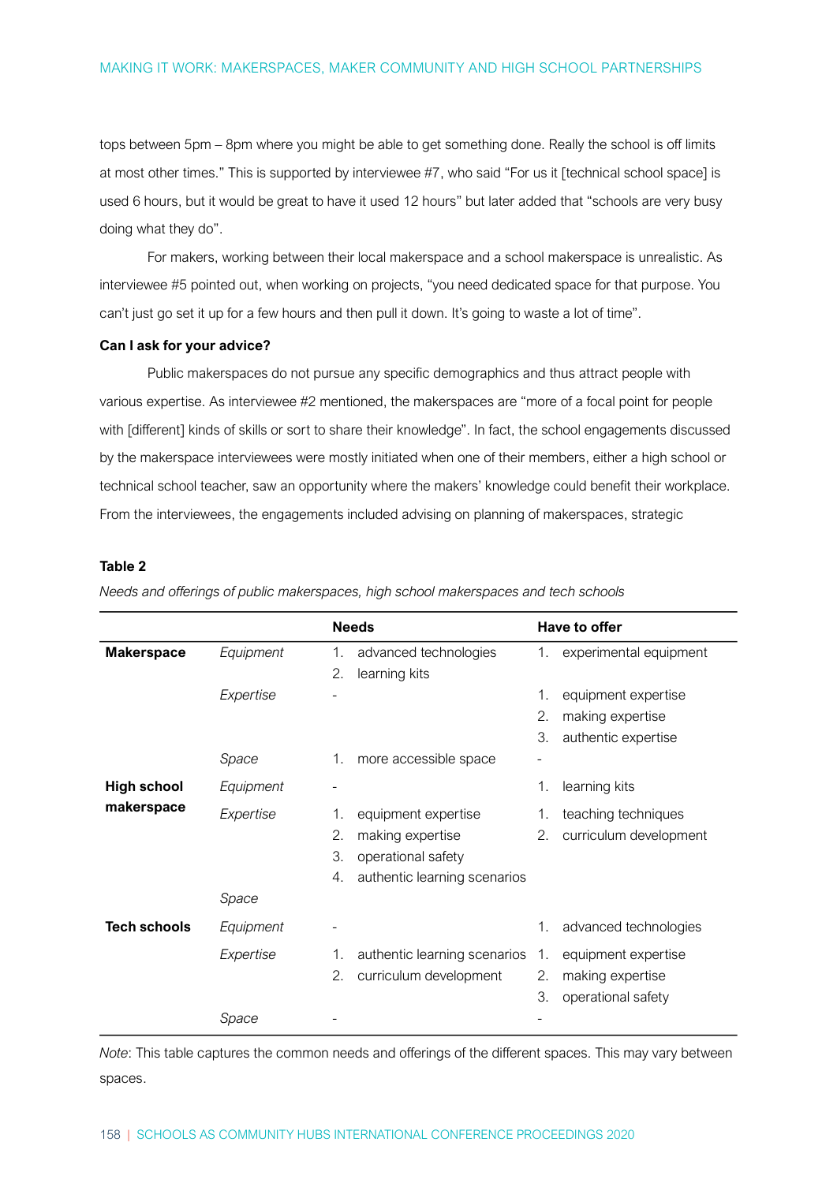tops between 5pm – 8pm where you might be able to get something done. Really the school is off limits at most other times." This is supported by interviewee #7, who said "For us it [technical school space] is used 6 hours, but it would be great to have it used 12 hours" but later added that "schools are very busy doing what they do".

For makers, working between their local makerspace and a school makerspace is unrealistic. As interviewee #5 pointed out, when working on projects, "you need dedicated space for that purpose. You can't just go set it up for a few hours and then pull it down. It's going to waste a lot of time".

**Can I ask for your advice?**

Public makerspaces do not pursue any specific demographics and thus attract people with various expertise. As interviewee #2 mentioned, the makerspaces are "more of a focal point for people with [different] kinds of skills or sort to share their knowledge". In fact, the school engagements discussed by the makerspace interviewees were mostly initiated when one of their members, either a high school or technical school teacher, saw an opportunity where the makers' knowledge could benefit their workplace. From the interviewees, the engagements included advising on planning of makerspaces, strategic

**Table 2**

*Needs and offerings of public makerspaces, high school makerspaces and tech schools*

| | | Needs | Have to offer |
|---|---|---|---|
| **Makerspace** | *Equipment* | 1. advanced technologies<br>2. learning kits | 1. experimental equipment |
| | *Expertise* | - | 1. equipment expertise<br>2. making expertise<br>3. authentic expertise |
| | *Space* | 1. more accessible space | - |
| **High school makerspace** | *Equipment* | - | 1. learning kits |
| | *Expertise* | 1. equipment expertise<br>2. making expertise<br>3. operational safety<br>4. authentic learning scenarios | 1. teaching techniques<br>2. curriculum development |
| | *Space* | | |
| **Tech schools** | *Equipment* | - | 1. advanced technologies |
| | *Expertise* | 1. authentic learning scenarios<br>2. curriculum development | 1. equipment expertise<br>2. making expertise<br>3. operational safety |
| | *Space* | - | - |

*Note*: This table captures the common needs and offerings of the different spaces. This may vary between spaces.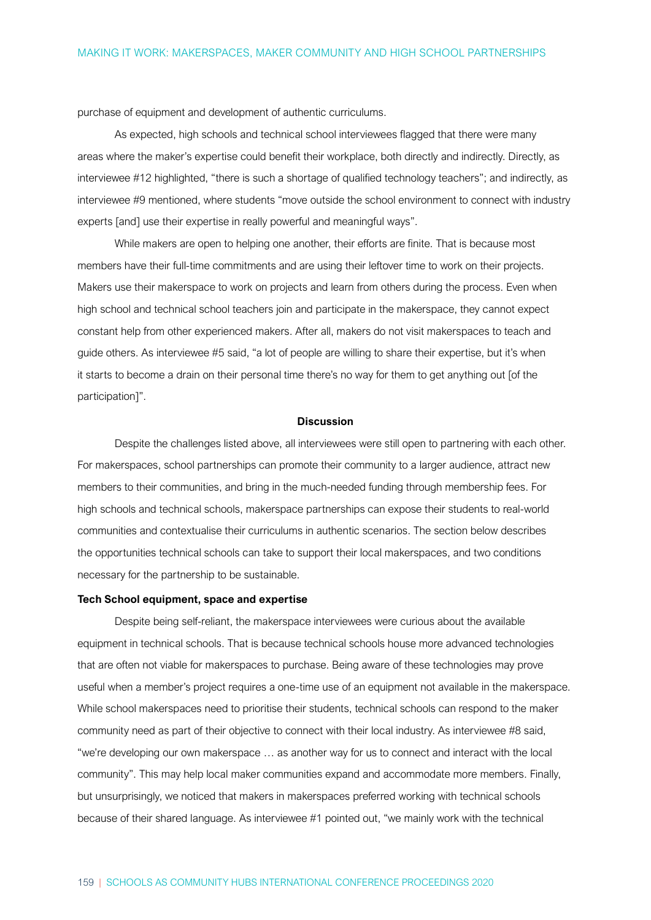purchase of equipment and development of authentic curriculums.

As expected, high schools and technical school interviewees flagged that there were many areas where the maker's expertise could benefit their workplace, both directly and indirectly. Directly, as interviewee #12 highlighted, "there is such a shortage of qualified technology teachers"; and indirectly, as interviewee #9 mentioned, where students "move outside the school environment to connect with industry experts [and] use their expertise in really powerful and meaningful ways".

While makers are open to helping one another, their efforts are finite. That is because most members have their full-time commitments and are using their leftover time to work on their projects. Makers use their makerspace to work on projects and learn from others during the process. Even when high school and technical school teachers join and participate in the makerspace, they cannot expect constant help from other experienced makers. After all, makers do not visit makerspaces to teach and guide others. As interviewee #5 said, "a lot of people are willing to share their expertise, but it's when it starts to become a drain on their personal time there's no way for them to get anything out [of the participation]".

## Discussion

Despite the challenges listed above, all interviewees were still open to partnering with each other. For makerspaces, school partnerships can promote their community to a larger audience, attract new members to their communities, and bring in the much-needed funding through membership fees. For high schools and technical schools, makerspace partnerships can expose their students to real-world communities and contextualise their curriculums in authentic scenarios. The section below describes the opportunities technical schools can take to support their local makerspaces, and two conditions necessary for the partnership to be sustainable.

### Tech School equipment, space and expertise

Despite being self-reliant, the makerspace interviewees were curious about the available equipment in technical schools. That is because technical schools house more advanced technologies that are often not viable for makerspaces to purchase. Being aware of these technologies may prove useful when a member's project requires a one-time use of an equipment not available in the makerspace. While school makerspaces need to prioritise their students, technical schools can respond to the maker community need as part of their objective to connect with their local industry. As interviewee #8 said, "we're developing our own makerspace … as another way for us to connect and interact with the local community". This may help local maker communities expand and accommodate more members. Finally, but unsurprisingly, we noticed that makers in makerspaces preferred working with technical schools because of their shared language. As interviewee #1 pointed out, "we mainly work with the technical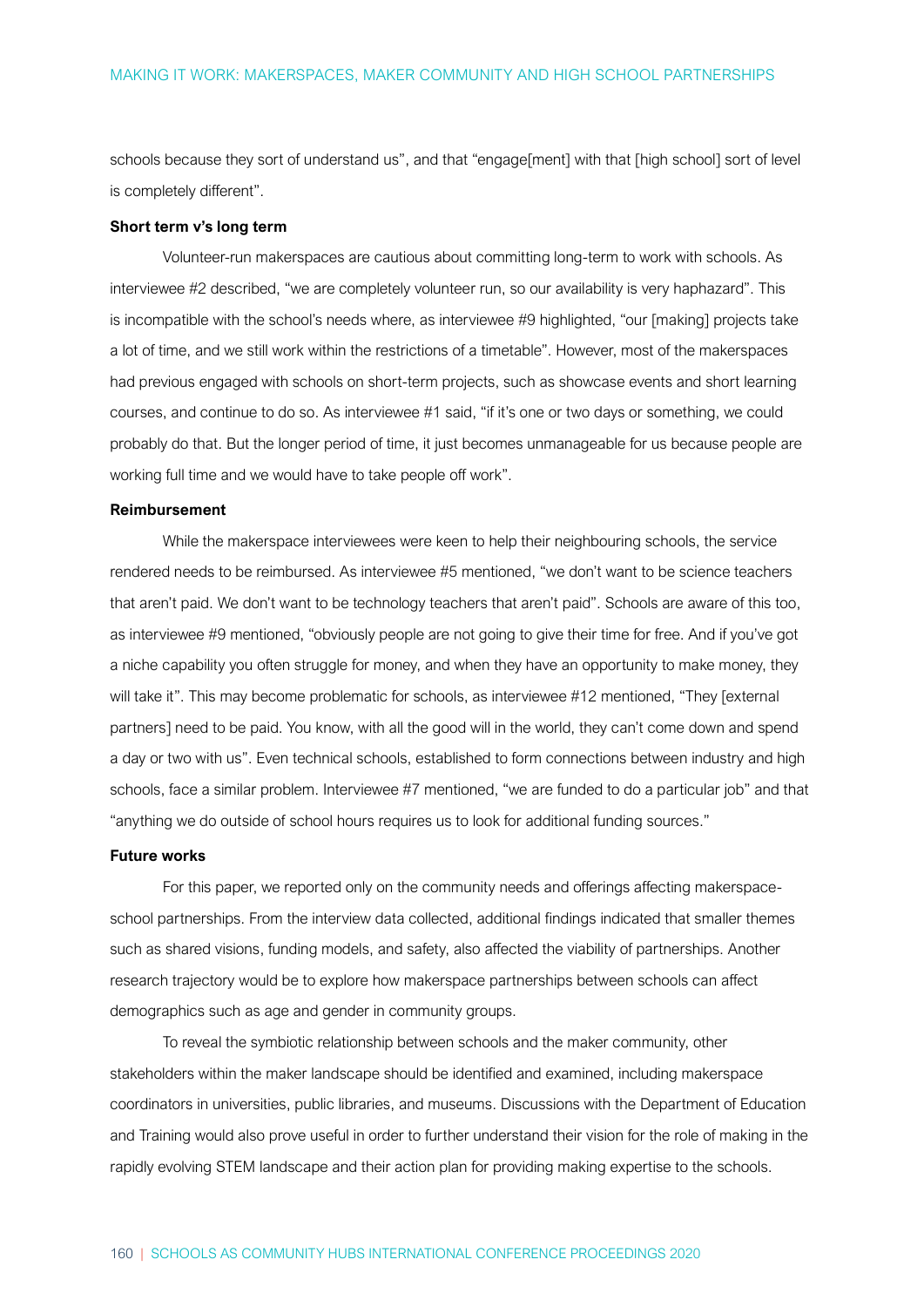schools because they sort of understand us", and that "engage[ment] with that [high school] sort of level is completely different".

**Short term v's long term**

Volunteer-run makerspaces are cautious about committing long-term to work with schools. As interviewee #2 described, "we are completely volunteer run, so our availability is very haphazard". This is incompatible with the school's needs where, as interviewee #9 highlighted, "our [making] projects take a lot of time, and we still work within the restrictions of a timetable". However, most of the makerspaces had previous engaged with schools on short-term projects, such as showcase events and short learning courses, and continue to do so. As interviewee #1 said, "if it's one or two days or something, we could probably do that. But the longer period of time, it just becomes unmanageable for us because people are working full time and we would have to take people off work".

**Reimbursement**

While the makerspace interviewees were keen to help their neighbouring schools, the service rendered needs to be reimbursed. As interviewee #5 mentioned, "we don't want to be science teachers that aren't paid. We don't want to be technology teachers that aren't paid". Schools are aware of this too, as interviewee #9 mentioned, "obviously people are not going to give their time for free. And if you've got a niche capability you often struggle for money, and when they have an opportunity to make money, they will take it". This may become problematic for schools, as interviewee #12 mentioned, "They [external partners] need to be paid. You know, with all the good will in the world, they can't come down and spend a day or two with us". Even technical schools, established to form connections between industry and high schools, face a similar problem. Interviewee #7 mentioned, "we are funded to do a particular job" and that "anything we do outside of school hours requires us to look for additional funding sources."

**Future works**

For this paper, we reported only on the community needs and offerings affecting makerspace-school partnerships. From the interview data collected, additional findings indicated that smaller themes such as shared visions, funding models, and safety, also affected the viability of partnerships. Another research trajectory would be to explore how makerspace partnerships between schools can affect demographics such as age and gender in community groups.

To reveal the symbiotic relationship between schools and the maker community, other stakeholders within the maker landscape should be identified and examined, including makerspace coordinators in universities, public libraries, and museums. Discussions with the Department of Education and Training would also prove useful in order to further understand their vision for the role of making in the rapidly evolving STEM landscape and their action plan for providing making expertise to the schools.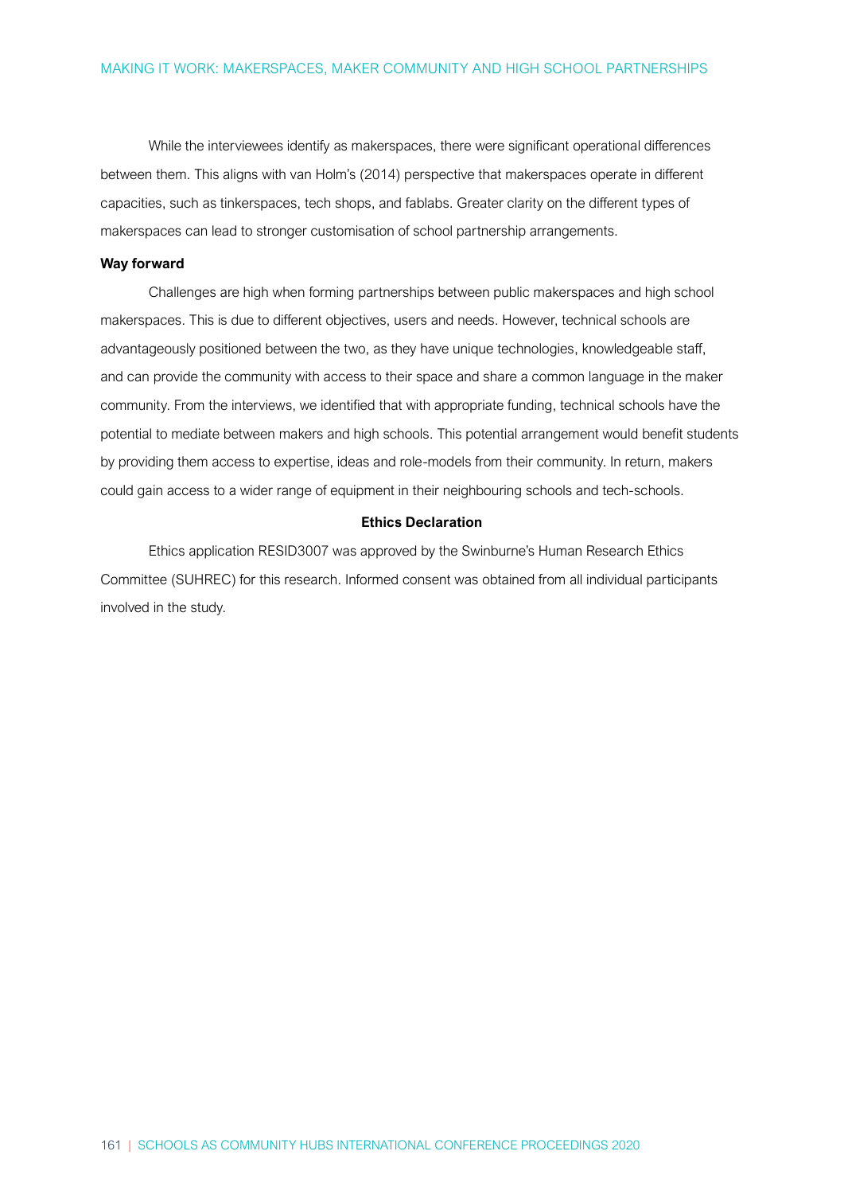While the interviewees identify as makerspaces, there were significant operational differences between them. This aligns with van Holm's (2014) perspective that makerspaces operate in different capacities, such as tinkerspaces, tech shops, and fablabs. Greater clarity on the different types of makerspaces can lead to stronger customisation of school partnership arrangements.

**Way forward**

Challenges are high when forming partnerships between public makerspaces and high school makerspaces. This is due to different objectives, users and needs. However, technical schools are advantageously positioned between the two, as they have unique technologies, knowledgeable staff, and can provide the community with access to their space and share a common language in the maker community. From the interviews, we identified that with appropriate funding, technical schools have the potential to mediate between makers and high schools. This potential arrangement would benefit students by providing them access to expertise, ideas and role-models from their community. In return, makers could gain access to a wider range of equipment in their neighbouring schools and tech-schools.

**Ethics Declaration**

Ethics application RESID3007 was approved by the Swinburne's Human Research Ethics Committee (SUHREC) for this research. Informed consent was obtained from all individual participants involved in the study.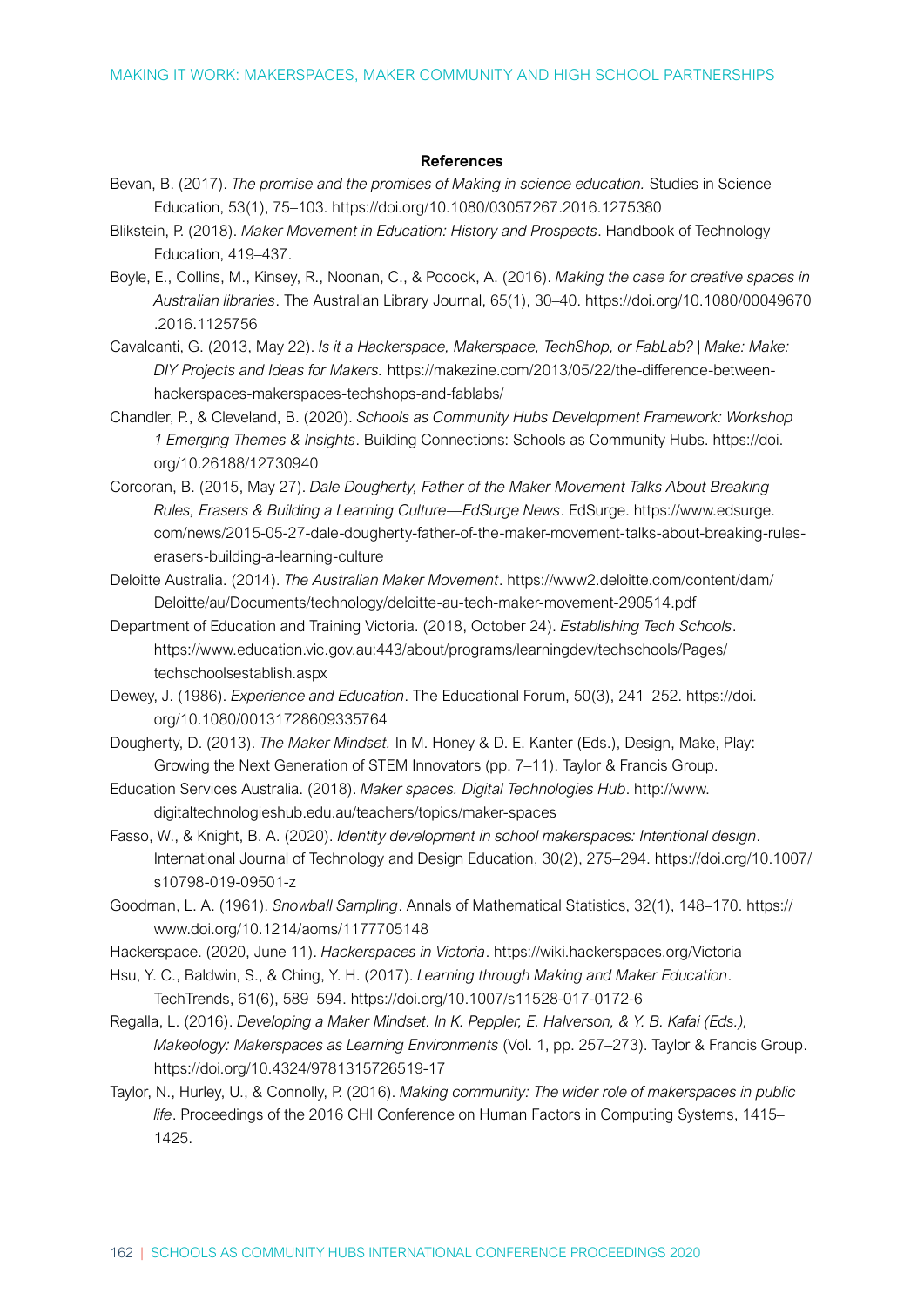**References**

Bevan, B. (2017). *The promise and the promises of Making in science education.* Studies in Science Education, 53(1), 75–103. https://doi.org/10.1080/03057267.2016.1275380

Blikstein, P. (2018). *Maker Movement in Education: History and Prospects*. Handbook of Technology Education, 419–437.

Boyle, E., Collins, M., Kinsey, R., Noonan, C., & Pocock, A. (2016). *Making the case for creative spaces in Australian libraries*. The Australian Library Journal, 65(1), 30–40. https://doi.org/10.1080/00049670.2016.1125756

Cavalcanti, G. (2013, May 22). *Is it a Hackerspace, Makerspace, TechShop, or FabLab? | Make: Make: DIY Projects and Ideas for Makers.* https://makezine.com/2013/05/22/the-difference-between-hackerspaces-makerspaces-techshops-and-fablabs/

Chandler, P., & Cleveland, B. (2020). *Schools as Community Hubs Development Framework: Workshop 1 Emerging Themes & Insights*. Building Connections: Schools as Community Hubs. https://doi.org/10.26188/12730940

Corcoran, B. (2015, May 27). *Dale Dougherty, Father of the Maker Movement Talks About Breaking Rules, Erasers & Building a Learning Culture—EdSurge News*. EdSurge. https://www.edsurge.com/news/2015-05-27-dale-dougherty-father-of-the-maker-movement-talks-about-breaking-rules-erasers-building-a-learning-culture

Deloitte Australia. (2014). *The Australian Maker Movement*. https://www2.deloitte.com/content/dam/Deloitte/au/Documents/technology/deloitte-au-tech-maker-movement-290514.pdf

Department of Education and Training Victoria. (2018, October 24). *Establishing Tech Schools*. https://www.education.vic.gov.au:443/about/programs/learningdev/techschools/Pages/techschoolsestablish.aspx

Dewey, J. (1986). *Experience and Education*. The Educational Forum, 50(3), 241–252. https://doi.org/10.1080/00131728609335764

Dougherty, D. (2013). *The Maker Mindset.* In M. Honey & D. E. Kanter (Eds.), Design, Make, Play: Growing the Next Generation of STEM Innovators (pp. 7–11). Taylor & Francis Group.

Education Services Australia. (2018). *Maker spaces. Digital Technologies Hub*. http://www.digitaltechnologieshub.edu.au/teachers/topics/maker-spaces

Fasso, W., & Knight, B. A. (2020). *Identity development in school makerspaces: Intentional design*. International Journal of Technology and Design Education, 30(2), 275–294. https://doi.org/10.1007/s10798-019-09501-z

Goodman, L. A. (1961). *Snowball Sampling*. Annals of Mathematical Statistics, 32(1), 148–170. https://www.doi.org/10.1214/aoms/1177705148

Hackerspace. (2020, June 11). *Hackerspaces in Victoria*. https://wiki.hackerspaces.org/Victoria

Hsu, Y. C., Baldwin, S., & Ching, Y. H. (2017). *Learning through Making and Maker Education*. TechTrends, 61(6), 589–594. https://doi.org/10.1007/s11528-017-0172-6

Regalla, L. (2016). *Developing a Maker Mindset. In K. Peppler, E. Halverson, & Y. B. Kafai (Eds.), Makeology: Makerspaces as Learning Environments* (Vol. 1, pp. 257–273). Taylor & Francis Group. https://doi.org/10.4324/9781315726519-17

Taylor, N., Hurley, U., & Connolly, P. (2016). *Making community: The wider role of makerspaces in public life*. Proceedings of the 2016 CHI Conference on Human Factors in Computing Systems, 1415–1425.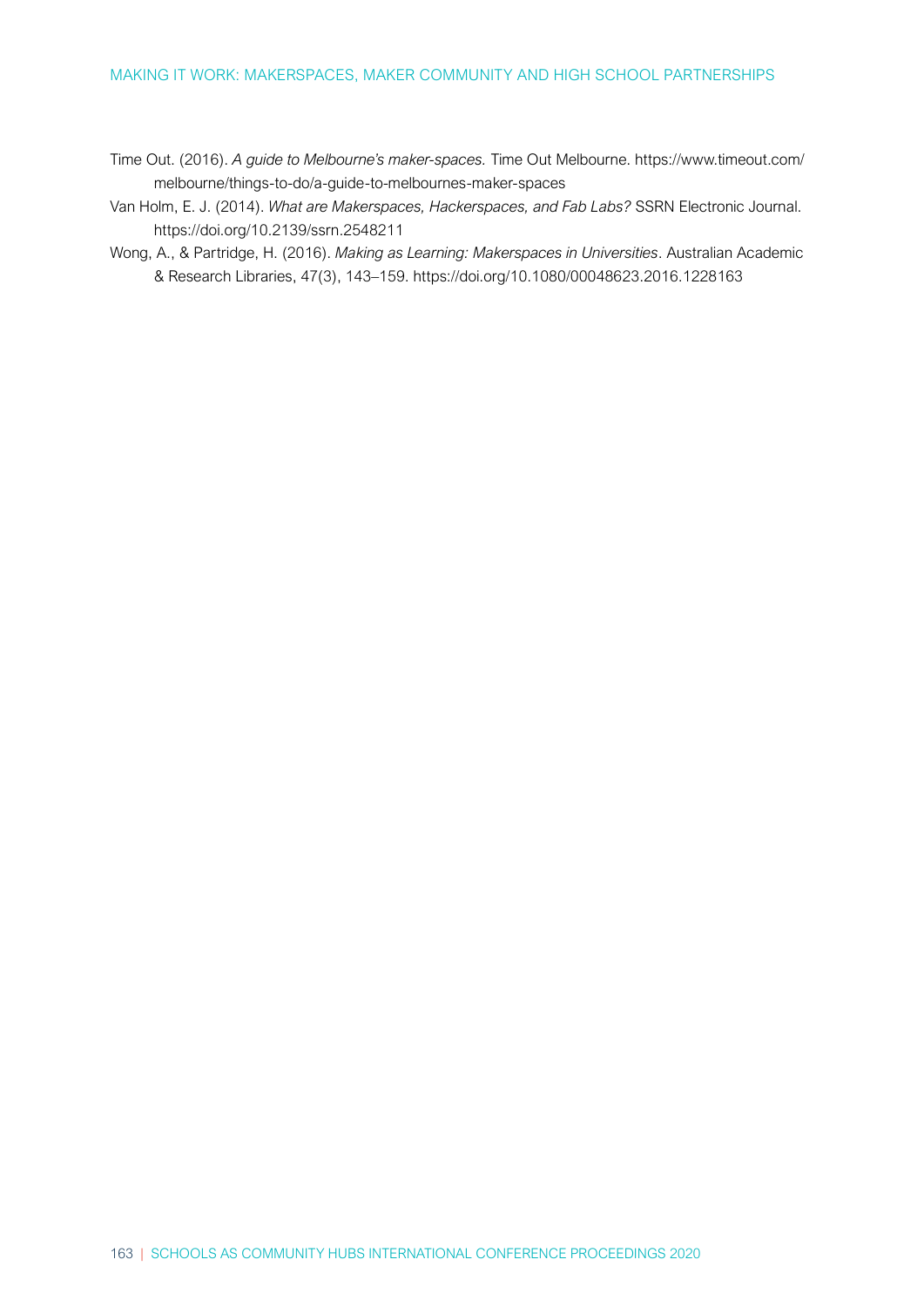Time Out. (2016). *A guide to Melbourne's maker-spaces.* Time Out Melbourne. https://www.timeout.com/melbourne/things-to-do/a-guide-to-melbournes-maker-spaces

Van Holm, E. J. (2014). *What are Makerspaces, Hackerspaces, and Fab Labs?* SSRN Electronic Journal. https://doi.org/10.2139/ssrn.2548211

Wong, A., & Partridge, H. (2016). *Making as Learning: Makerspaces in Universities*. Australian Academic & Research Libraries, 47(3), 143–159. https://doi.org/10.1080/00048623.2016.1228163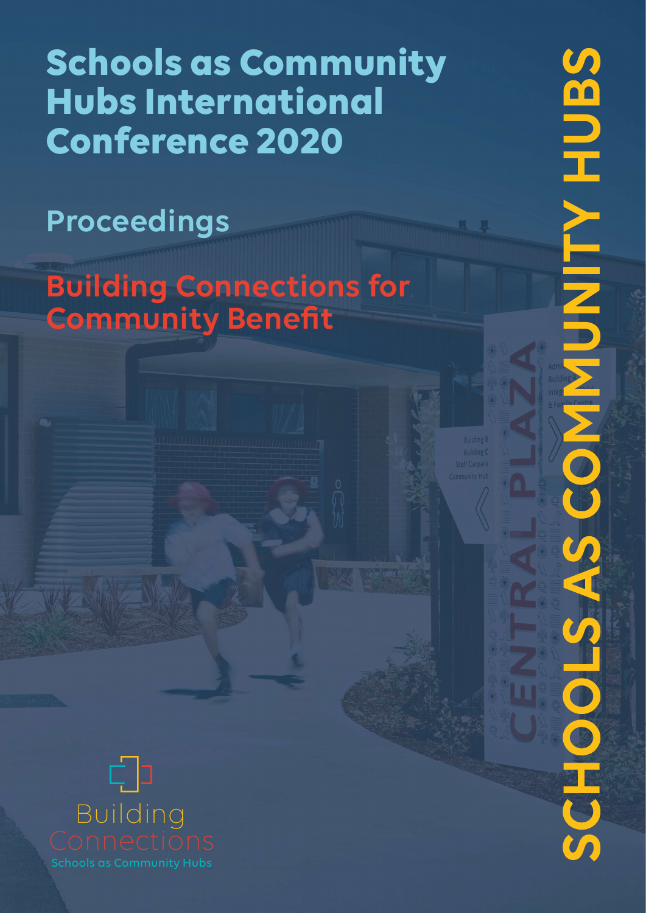# Schools as Community Hubs International Conference 2020

## Proceedings

## Building Connections for Community Benefit

SCHOOLS AS COMMUNITY HUBS

Building Connections

Schools as Community Hubs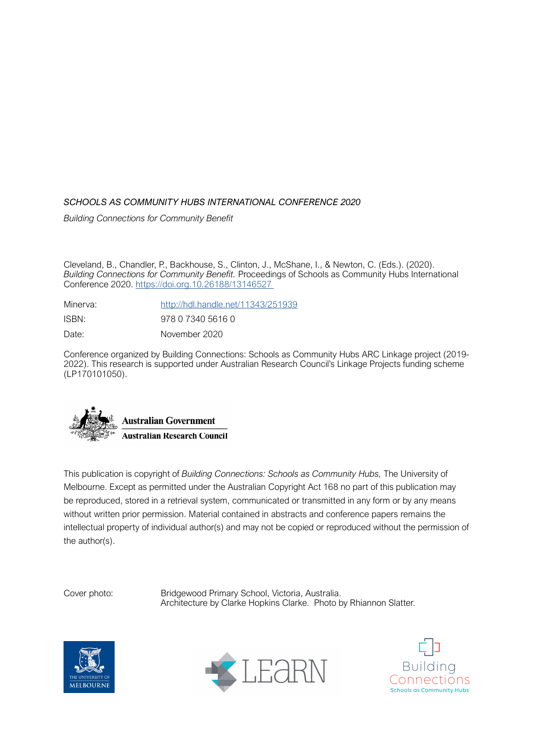*SCHOOLS AS COMMUNITY HUBS INTERNATIONAL CONFERENCE 2020*

*Building Connections for Community Benefit*

Cleveland, B., Chandler, P., Backhouse, S., Clinton, J., McShane, I., & Newton, C. (Eds.). (2020). *Building Connections for Community Benefit.* Proceedings of Schools as Community Hubs International Conference 2020. https://doi.org.10.26188/13146527

| | |
|---|---|
| Minerva: | http://hdl.handle.net/11343/251939 |
| ISBN: | 978 0 7340 5616 0 |
| Date: | November 2020 |

Conference organized by Building Connections: Schools as Community Hubs ARC Linkage project (2019-2022). This research is supported under Australian Research Council's Linkage Projects funding scheme (LP170101050).

**Australian Government**
**Australian Research Council**

This publication is copyright of *Building Connections: Schools as Community Hubs,* The University of Melbourne. Except as permitted under the Australian Copyright Act 168 no part of this publication may be reproduced, stored in a retrieval system, communicated or transmitted in any form or by any means without written prior permission. Material contained in abstracts and conference papers remains the intellectual property of individual author(s) and may not be copied or reproduced without the permission of the author(s).

| | |
|---|---|
| Cover photo: | Bridgewood Primary School, Victoria, Australia.<br>Architecture by Clarke Hopkins Clarke. Photo by Rhiannon Slatter. |

THE UNIVERSITY OF MELBOURNE

LEaRN

Building Connections
Schools as Community Hubs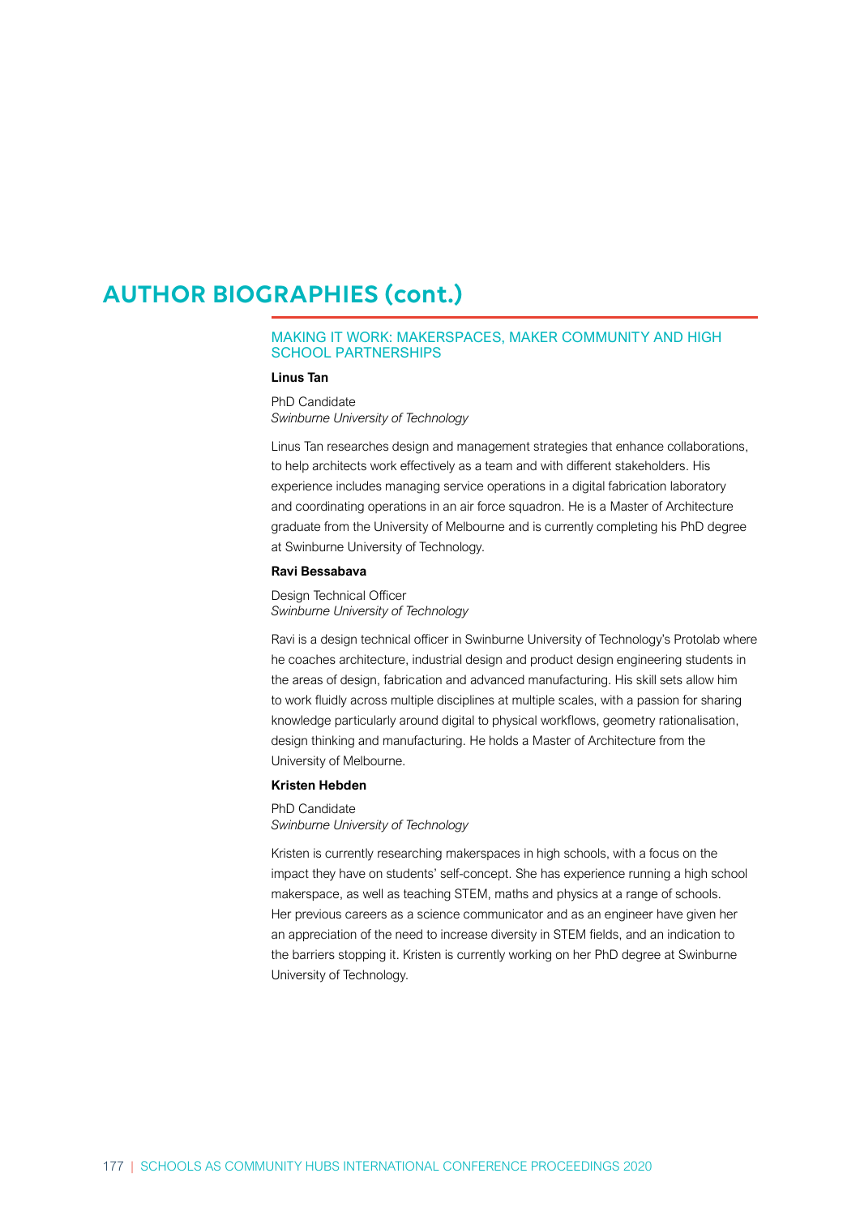# AUTHOR BIOGRAPHIES (cont.)

## MAKING IT WORK: MAKERSPACES, MAKER COMMUNITY AND HIGH SCHOOL PARTNERSHIPS

**Linus Tan**

PhD Candidate
*Swinburne University of Technology*

Linus Tan researches design and management strategies that enhance collaborations, to help architects work effectively as a team and with different stakeholders. His experience includes managing service operations in a digital fabrication laboratory and coordinating operations in an air force squadron. He is a Master of Architecture graduate from the University of Melbourne and is currently completing his PhD degree at Swinburne University of Technology.

**Ravi Bessabava**

Design Technical Officer
*Swinburne University of Technology*

Ravi is a design technical officer in Swinburne University of Technology's Protolab where he coaches architecture, industrial design and product design engineering students in the areas of design, fabrication and advanced manufacturing. His skill sets allow him to work fluidly across multiple disciplines at multiple scales, with a passion for sharing knowledge particularly around digital to physical workflows, geometry rationalisation, design thinking and manufacturing. He holds a Master of Architecture from the University of Melbourne.

**Kristen Hebden**

PhD Candidate
*Swinburne University of Technology*

Kristen is currently researching makerspaces in high schools, with a focus on the impact they have on students' self-concept. She has experience running a high school makerspace, as well as teaching STEM, maths and physics at a range of schools. Her previous careers as a science communicator and as an engineer have given her an appreciation of the need to increase diversity in STEM fields, and an indication to the barriers stopping it. Kristen is currently working on her PhD degree at Swinburne University of Technology.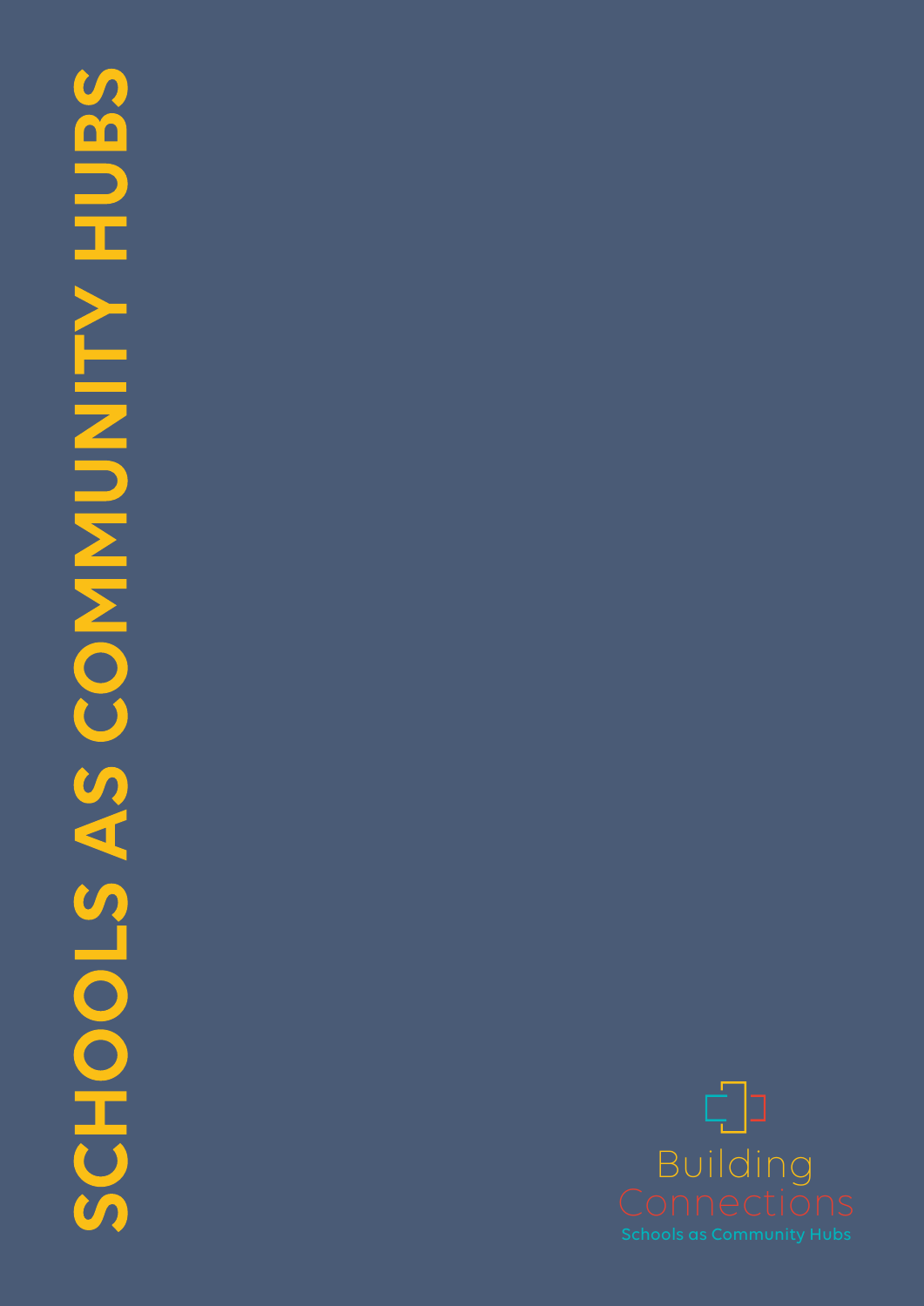# SCHOOLS AS COMMUNITY HUBS

Building
Connections
Schools as Community Hubs